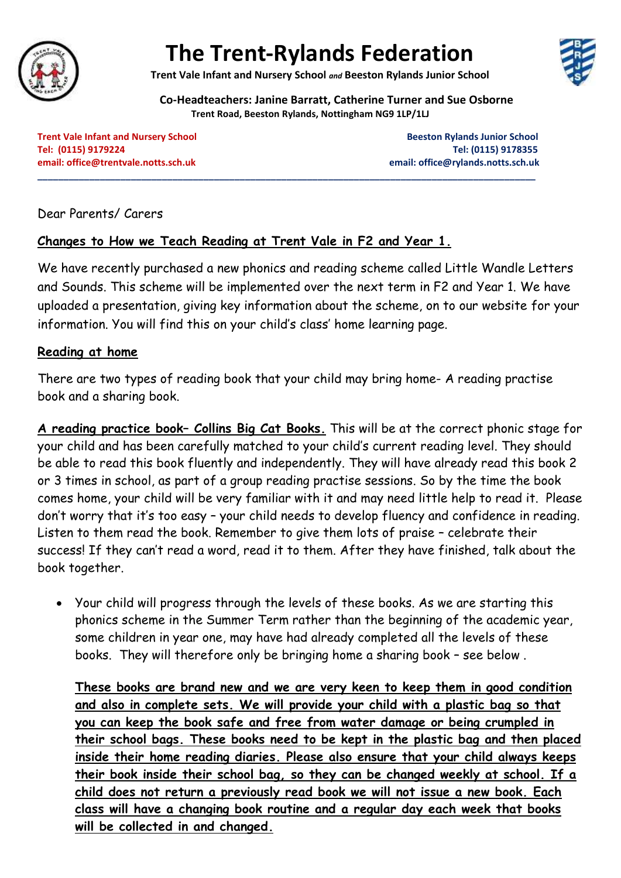# The Trent-Rylands Federation

**Trent Vale Infant and Nursery School** *and* **Beeston Rylands Junior School**

**Co-Headteachers: Janine Barratt, Catherine Turner and Sue Osborne**
**Trent Road, Beeston Rylands, Nottingham NG9 1LP/1LJ**

**Trent Vale Infant and Nursery School**
**Tel: (0115) 9179224**
**email: office@trentvale.notts.sch.uk**

**Beeston Rylands Junior School**
**Tel: (0115) 9178355**
**email: office@rylands.notts.sch.uk**

---

Dear Parents/ Carers

**<u>Changes to How we Teach Reading at Trent Vale in F2 and Year 1.</u>**

We have recently purchased a new phonics and reading scheme called Little Wandle Letters and Sounds. This scheme will be implemented over the next term in F2 and Year 1. We have uploaded a presentation, giving key information about the scheme, on to our website for your information. You will find this on your child's class' home learning page.

**<u>Reading at home</u>**

There are two types of reading book that your child may bring home- A reading practise book and a sharing book.

**<u>A reading practice book– Collins Big Cat Books.</u>** This will be at the correct phonic stage for your child and has been carefully matched to your child's current reading level. They should be able to read this book fluently and independently. They will have already read this book 2 or 3 times in school, as part of a group reading practise sessions. So by the time the book comes home, your child will be very familiar with it and may need little help to read it. Please don't worry that it's too easy – your child needs to develop fluency and confidence in reading. Listen to them read the book. Remember to give them lots of praise – celebrate their success! If they can't read a word, read it to them. After they have finished, talk about the book together.

- Your child will progress through the levels of these books. As we are starting this phonics scheme in the Summer Term rather than the beginning of the academic year, some children in year one, may have had already completed all the levels of these books. They will therefore only be bringing home a sharing book – see below .

  **<u>These books are brand new and we are very keen to keep them in good condition and also in complete sets. We will provide your child with a plastic bag so that you can keep the book safe and free from water damage or being crumpled in their school bags. These books need to be kept in the plastic bag and then placed inside their home reading diaries. Please also ensure that your child always keeps their book inside their school bag, so they can be changed weekly at school. If a child does not return a previously read book we will not issue a new book. Each class will have a changing book routine and a regular day each week that books will be collected in and changed.</u>**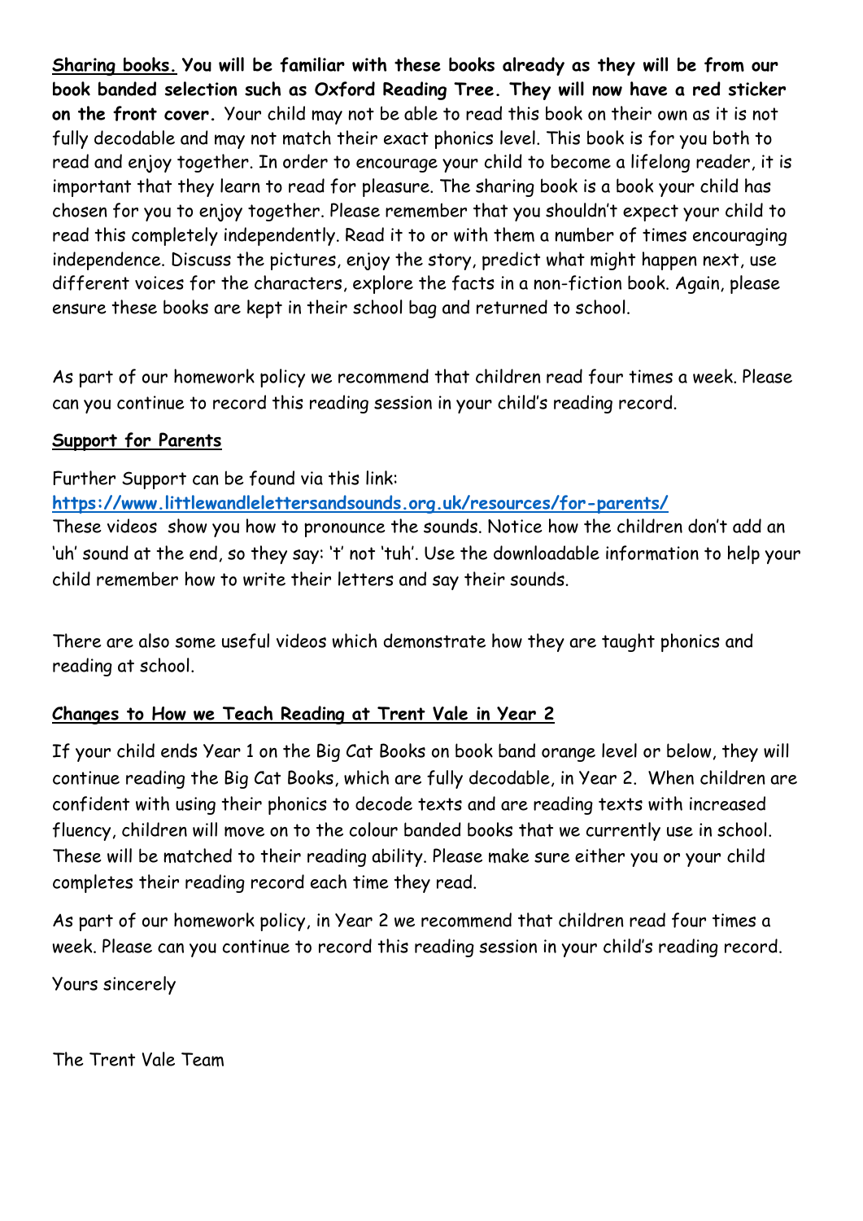**Sharing books. You will be familiar with these books already as they will be from our book banded selection such as Oxford Reading Tree. They will now have a red sticker on the front cover.** Your child may not be able to read this book on their own as it is not fully decodable and may not match their exact phonics level. This book is for you both to read and enjoy together. In order to encourage your child to become a lifelong reader, it is important that they learn to read for pleasure. The sharing book is a book your child has chosen for you to enjoy together. Please remember that you shouldn't expect your child to read this completely independently. Read it to or with them a number of times encouraging independence. Discuss the pictures, enjoy the story, predict what might happen next, use different voices for the characters, explore the facts in a non-fiction book. Again, please ensure these books are kept in their school bag and returned to school.

As part of our homework policy we recommend that children read four times a week. Please can you continue to record this reading session in your child's reading record.

**Support for Parents**

Further Support can be found via this link:
**https://www.littlewandlelettersandsounds.org.uk/resources/for-parents/**
These videos show you how to pronounce the sounds. Notice how the children don't add an 'uh' sound at the end, so they say: 't' not 'tuh'. Use the downloadable information to help your child remember how to write their letters and say their sounds.

There are also some useful videos which demonstrate how they are taught phonics and reading at school.

**Changes to How we Teach Reading at Trent Vale in Year 2**

If your child ends Year 1 on the Big Cat Books on book band orange level or below, they will continue reading the Big Cat Books, which are fully decodable, in Year 2. When children are confident with using their phonics to decode texts and are reading texts with increased fluency, children will move on to the colour banded books that we currently use in school. These will be matched to their reading ability. Please make sure either you or your child completes their reading record each time they read.

As part of our homework policy, in Year 2 we recommend that children read four times a week. Please can you continue to record this reading session in your child's reading record.

Yours sincerely

The Trent Vale Team